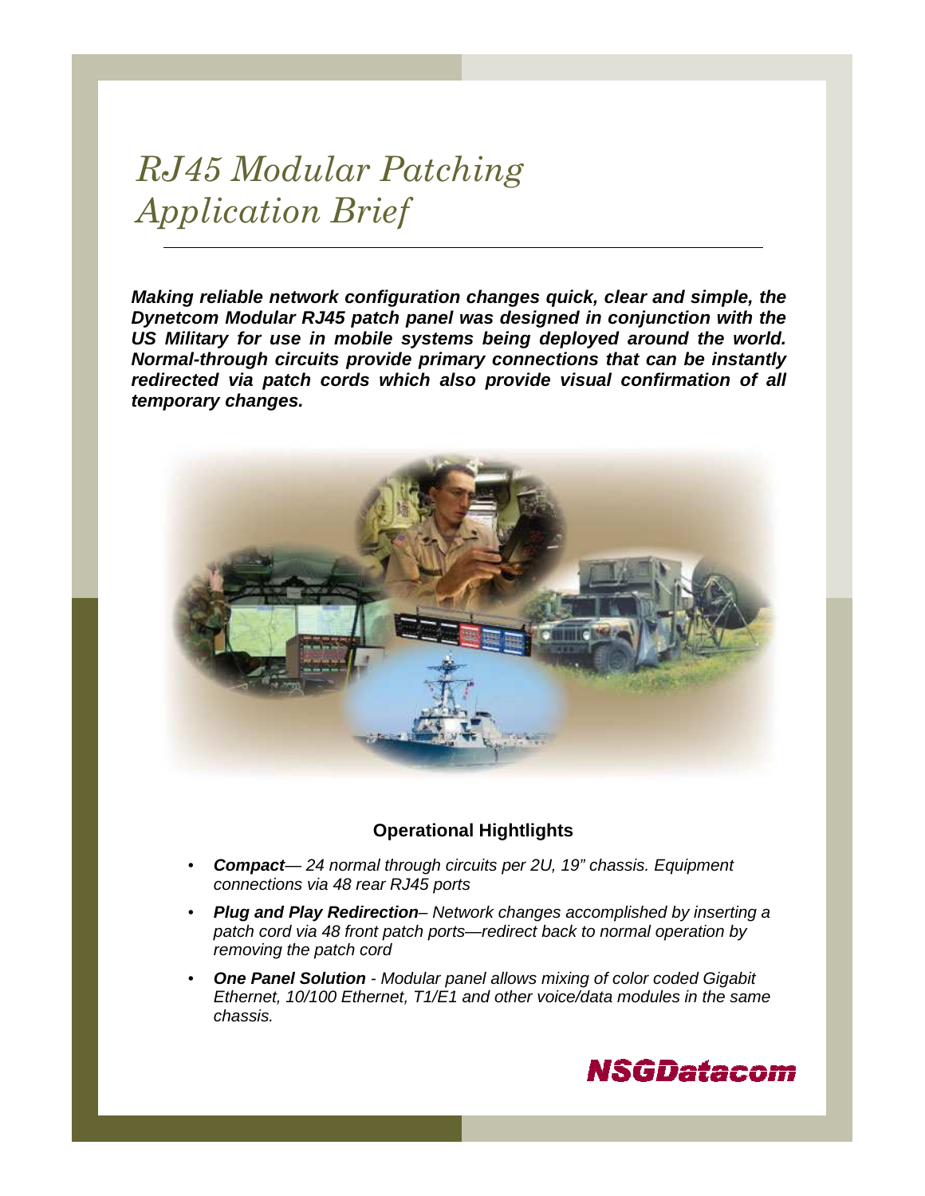# *RJ45 Modular Patching Application Brief*

***Making reliable network configuration changes quick, clear and simple, the Dynetcom Modular RJ45 patch panel was designed in conjunction with the US Military for use in mobile systems being deployed around the world. Normal-through circuits provide primary connections that can be instantly redirected via patch cords which also provide visual confirmation of all temporary changes.***

## Operational Hightlights

- ***Compact***— *24 normal through circuits per 2U, 19" chassis. Equipment connections via 48 rear RJ45 ports*
- ***Plug and Play Redirection***– *Network changes accomplished by inserting a patch cord via 48 front patch ports—redirect back to normal operation by removing the patch cord*
- ***One Panel Solution*** *- Modular panel allows mixing of color coded Gigabit Ethernet, 10/100 Ethernet, T1/E1 and other voice/data modules in the same chassis.*

**NSGDatacom**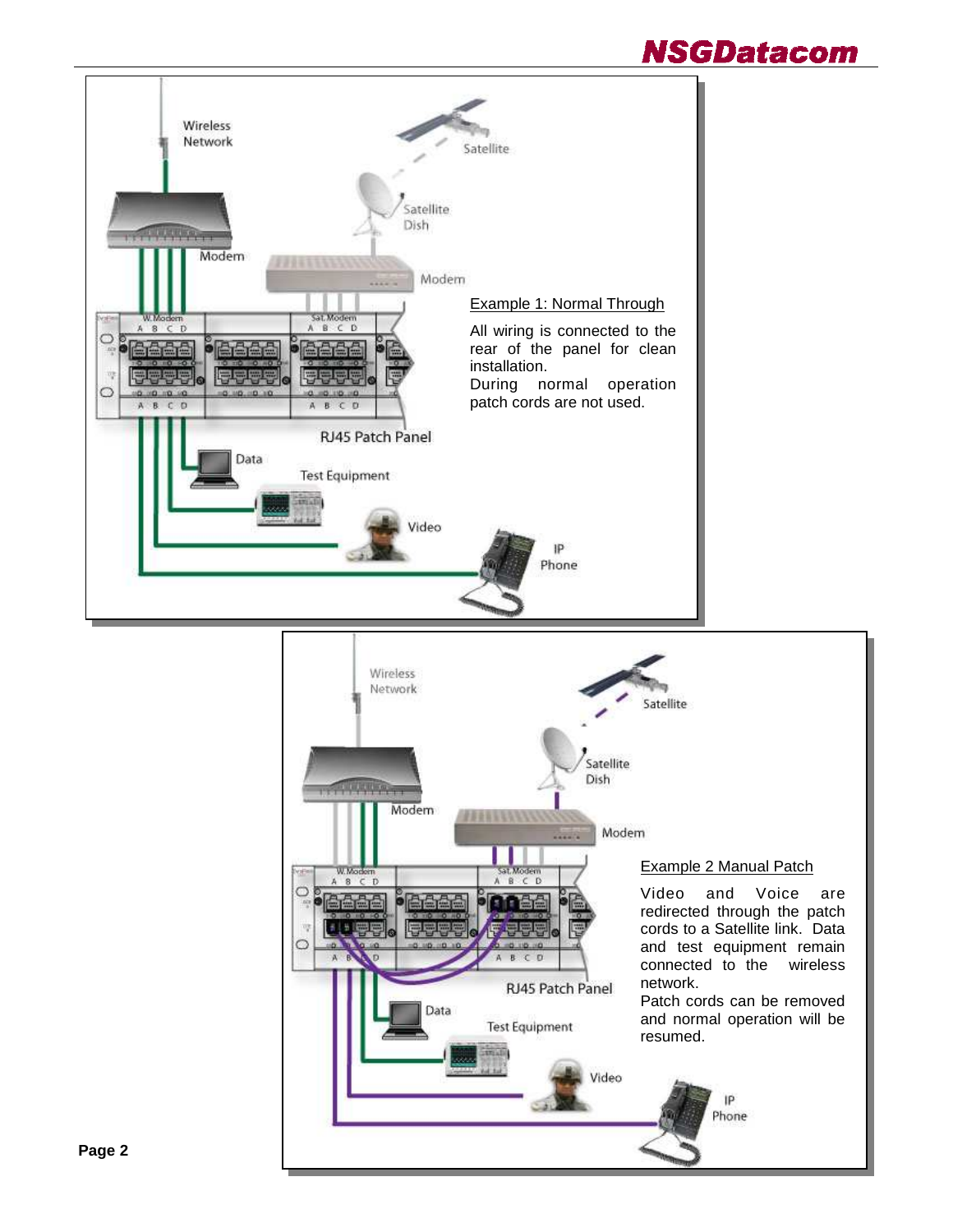Example 1: Normal Through

All wiring is connected to the rear of the panel for clean installation.
During normal operation patch cords are not used.

Example 2 Manual Patch

Video and Voice are redirected through the patch cords to a Satellite link. Data and test equipment remain connected to the wireless network.
Patch cords can be removed and normal operation will be resumed.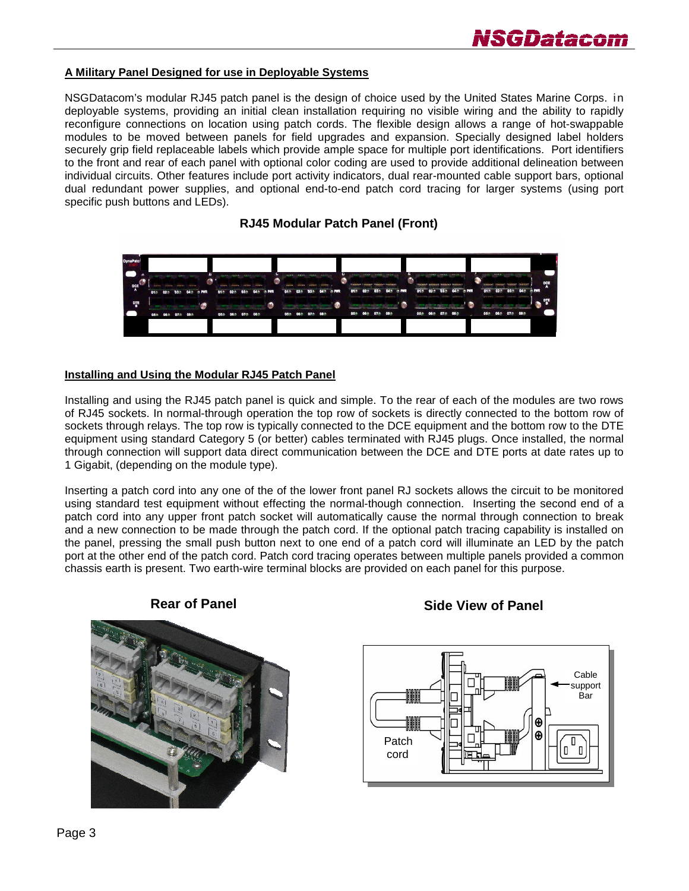## A Military Panel Designed for use in Deployable Systems

NSGDatacom's modular RJ45 patch panel is the design of choice used by the United States Marine Corps. in deployable systems, providing an initial clean installation requiring no visible wiring and the ability to rapidly reconfigure connections on location using patch cords. The flexible design allows a range of hot-swappable modules to be moved between panels for field upgrades and expansion. Specially designed label holders securely grip field replaceable labels which provide ample space for multiple port identifications. Port identifiers to the front and rear of each panel with optional color coding are used to provide additional delineation between individual circuits. Other features include port activity indicators, dual rear-mounted cable support bars, optional dual redundant power supplies, and optional end-to-end patch cord tracing for larger systems (using port specific push buttons and LEDs).

**RJ45 Modular Patch Panel (Front)**

## Installing and Using the Modular RJ45 Patch Panel

Installing and using the RJ45 patch panel is quick and simple. To the rear of each of the modules are two rows of RJ45 sockets. In normal-through operation the top row of sockets is directly connected to the bottom row of sockets through relays. The top row is typically connected to the DCE equipment and the bottom row to the DTE equipment using standard Category 5 (or better) cables terminated with RJ45 plugs. Once installed, the normal through connection will support data direct communication between the DCE and DTE ports at date rates up to 1 Gigabit, (depending on the module type).

Inserting a patch cord into any one of the of the lower front panel RJ sockets allows the circuit to be monitored using standard test equipment without effecting the normal-though connection. Inserting the second end of a patch cord into any upper front patch socket will automatically cause the normal through connection to break and a new connection to be made through the patch cord. If the optional patch tracing capability is installed on the panel, pressing the small push button next to one end of a patch cord will illuminate an LED by the patch port at the other end of the patch cord. Patch cord tracing operates between multiple panels provided a common chassis earth is present. Two earth-wire terminal blocks are provided on each panel for this purpose.

**Rear of Panel**

**Side View of Panel**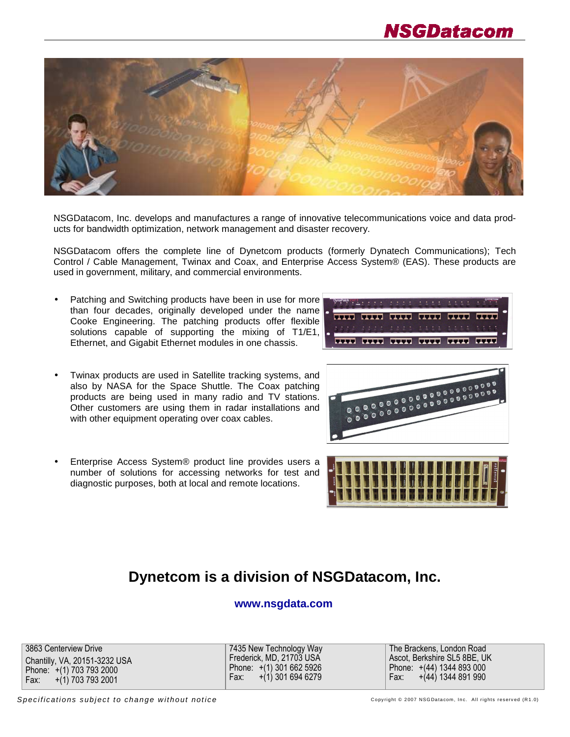NSGDatacom, Inc. develops and manufactures a range of innovative telecommunications voice and data products for bandwidth optimization, network management and disaster recovery.

NSGDatacom offers the complete line of Dynetcom products (formerly Dynatech Communications); Tech Control / Cable Management, Twinax and Coax, and Enterprise Access System® (EAS). These products are used in government, military, and commercial environments.

- Patching and Switching products have been in use for more than four decades, originally developed under the name Cooke Engineering. The patching products offer flexible solutions capable of supporting the mixing of T1/E1, Ethernet, and Gigabit Ethernet modules in one chassis.

- Twinax products are used in Satellite tracking systems, and also by NASA for the Space Shuttle. The Coax patching products are being used in many radio and TV stations. Other customers are using them in radar installations and with other equipment operating over coax cables.

- Enterprise Access System® product line provides users a number of solutions for accessing networks for test and diagnostic purposes, both at local and remote locations.

## Dynetcom is a division of NSGDatacom, Inc.

**www.nsgdata.com**

| | | |
|---|---|---|
| 3863 Centerview Drive<br>Chantilly, VA, 20151-3232 USA<br>Phone: +(1) 703 793 2000<br>Fax: +(1) 703 793 2001 | 7435 New Technology Way<br>Frederick, MD, 21703 USA<br>Phone: +(1) 301 662 5926<br>Fax: +(1) 301 694 6279 | The Brackens, London Road<br>Ascot, Berkshire SL5 8BE, UK<br>Phone: +(44) 1344 893 000<br>Fax: +(44) 1344 891 990 |

*Specifications subject to change without notice*

Copyright © 2007 NSGDatacom, Inc. All rights reserved (R1.0)